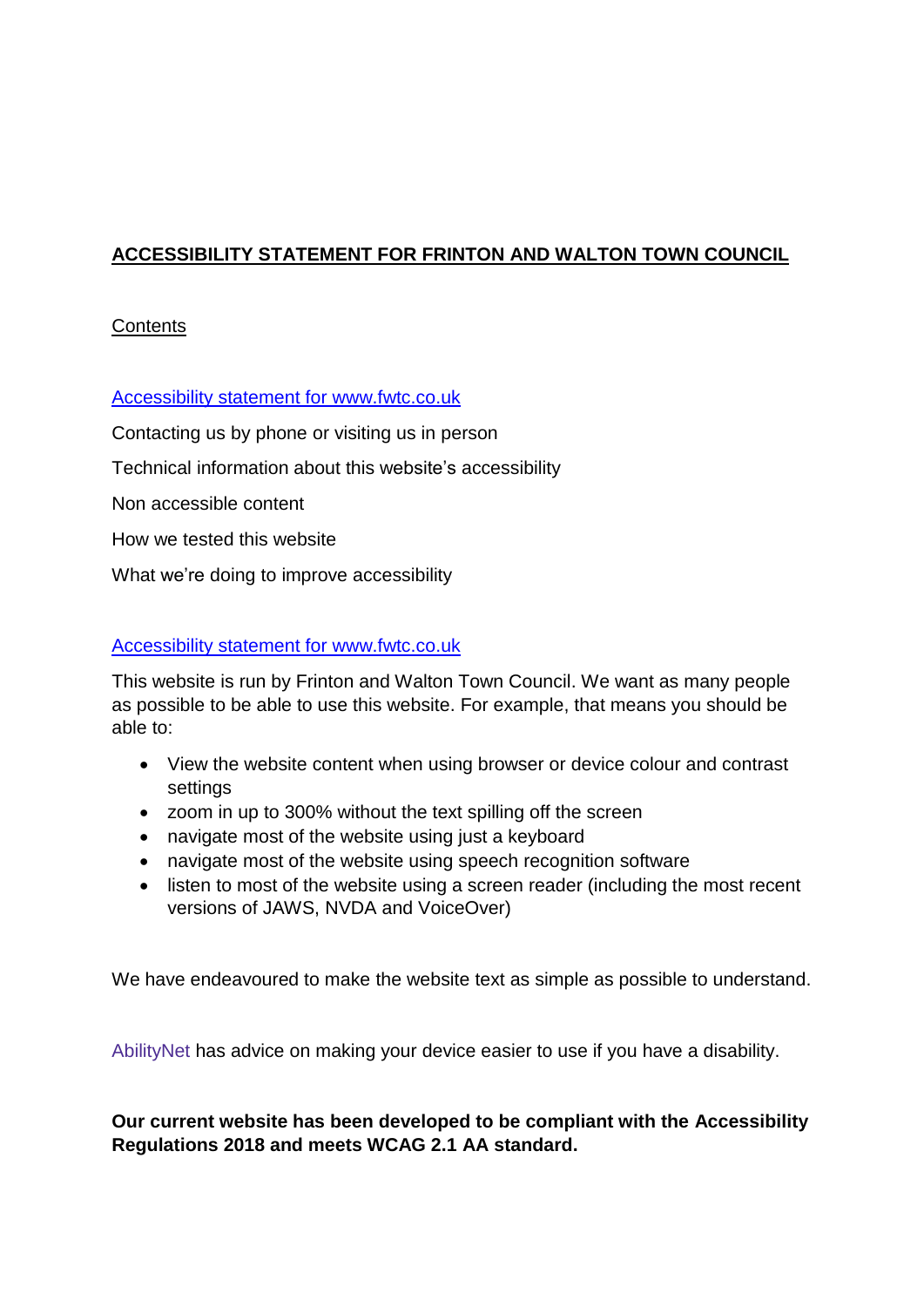# ACCESSIBILITY STATEMENT FOR FRINTON AND WALTON TOWN COUNCIL

Contents

Accessibility statement for www.fwtc.co.uk

Contacting us by phone or visiting us in person

Technical information about this website's accessibility

Non accessible content

How we tested this website

What we're doing to improve accessibility

## Accessibility statement for www.fwtc.co.uk

This website is run by Frinton and Walton Town Council. We want as many people as possible to be able to use this website. For example, that means you should be able to:

- View the website content when using browser or device colour and contrast settings
- zoom in up to 300% without the text spilling off the screen
- navigate most of the website using just a keyboard
- navigate most of the website using speech recognition software
- listen to most of the website using a screen reader (including the most recent versions of JAWS, NVDA and VoiceOver)

We have endeavoured to make the website text as simple as possible to understand.

AbilityNet has advice on making your device easier to use if you have a disability.

**Our current website has been developed to be compliant with the Accessibility Regulations 2018 and meets WCAG 2.1 AA standard.**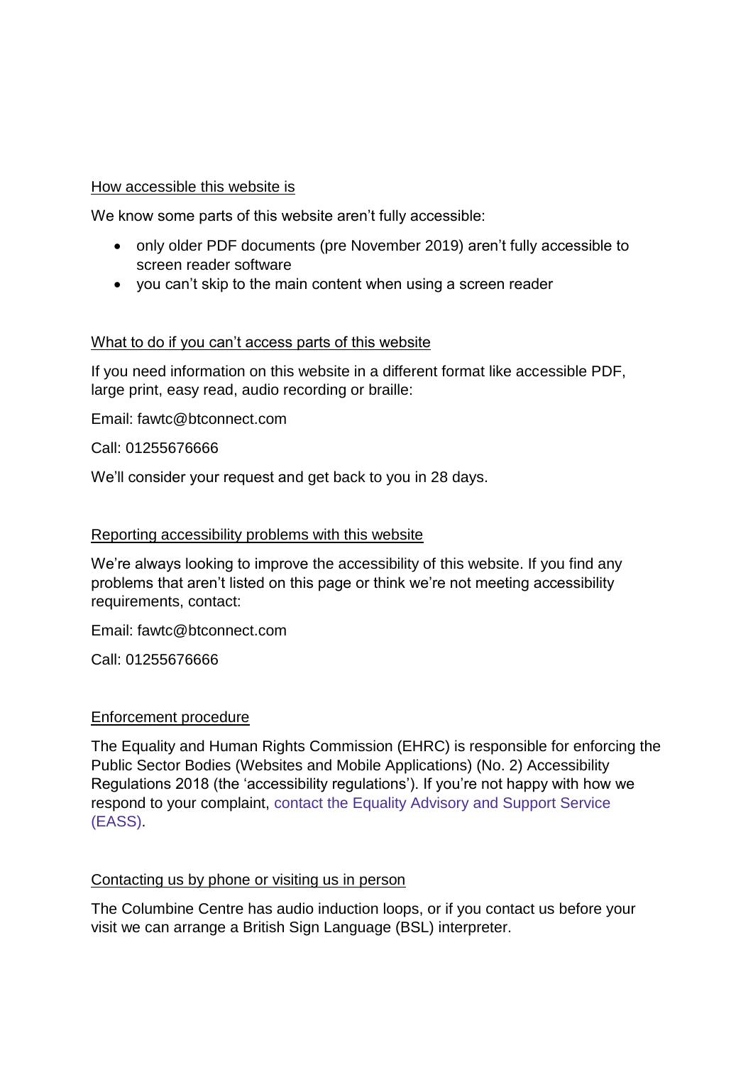## How accessible this website is

We know some parts of this website aren't fully accessible:

- only older PDF documents (pre November 2019) aren't fully accessible to screen reader software
- you can't skip to the main content when using a screen reader

## What to do if you can't access parts of this website

If you need information on this website in a different format like accessible PDF, large print, easy read, audio recording or braille:

Email: fawtc@btconnect.com

Call: 01255676666

We'll consider your request and get back to you in 28 days.

## Reporting accessibility problems with this website

We're always looking to improve the accessibility of this website. If you find any problems that aren't listed on this page or think we're not meeting accessibility requirements, contact:

Email: fawtc@btconnect.com

Call: 01255676666

## Enforcement procedure

The Equality and Human Rights Commission (EHRC) is responsible for enforcing the Public Sector Bodies (Websites and Mobile Applications) (No. 2) Accessibility Regulations 2018 (the 'accessibility regulations'). If you're not happy with how we respond to your complaint, contact the Equality Advisory and Support Service (EASS).

## Contacting us by phone or visiting us in person

The Columbine Centre has audio induction loops, or if you contact us before your visit we can arrange a British Sign Language (BSL) interpreter.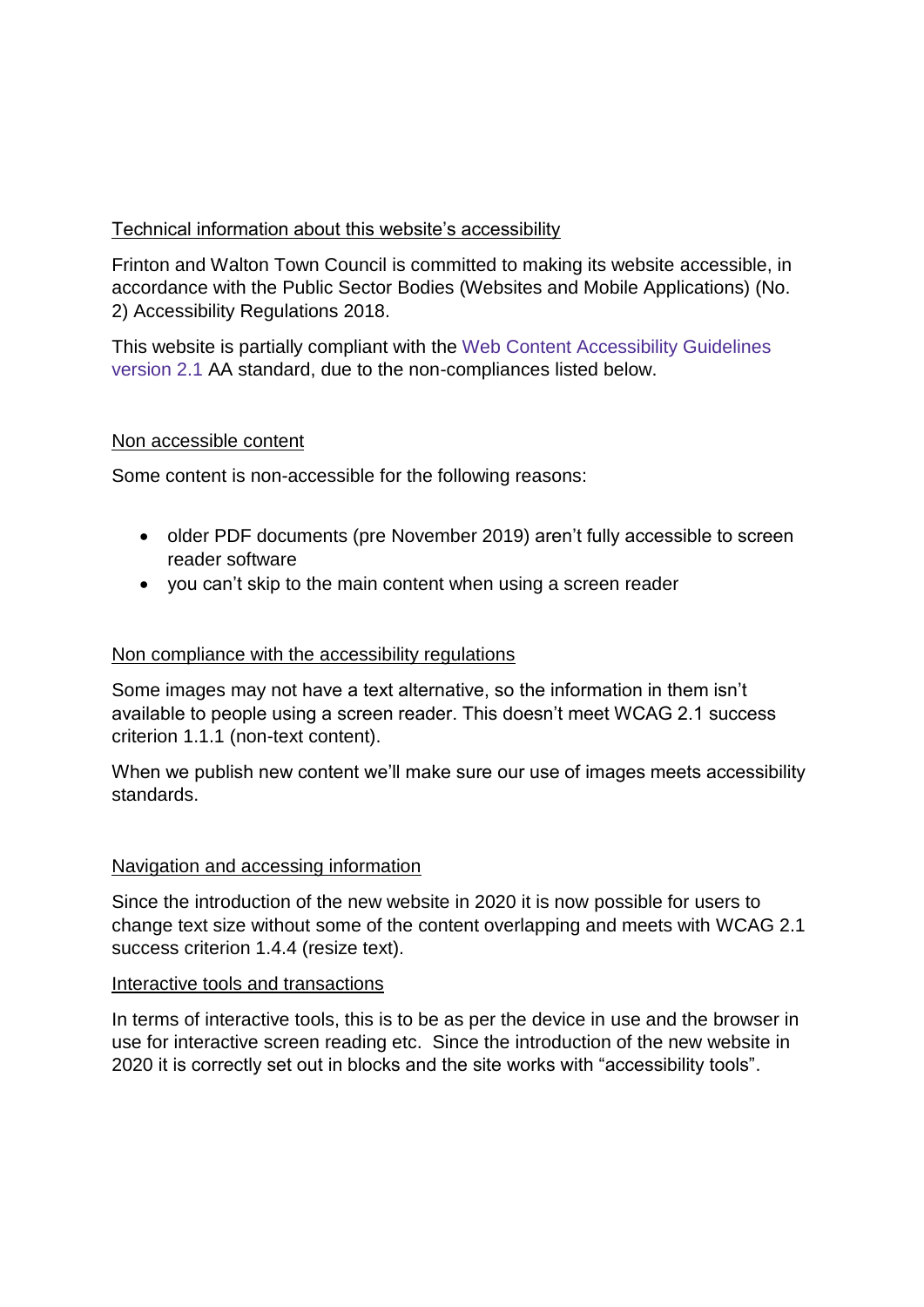## Technical information about this website's accessibility

Frinton and Walton Town Council is committed to making its website accessible, in accordance with the Public Sector Bodies (Websites and Mobile Applications) (No. 2) Accessibility Regulations 2018.

This website is partially compliant with the [Web Content Accessibility Guidelines version 2.1](#) AA standard, due to the non-compliances listed below.

## Non accessible content

Some content is non-accessible for the following reasons:

- older PDF documents (pre November 2019) aren't fully accessible to screen reader software
- you can't skip to the main content when using a screen reader

## Non compliance with the accessibility regulations

Some images may not have a text alternative, so the information in them isn't available to people using a screen reader. This doesn't meet WCAG 2.1 success criterion 1.1.1 (non-text content).

When we publish new content we'll make sure our use of images meets accessibility standards.

## Navigation and accessing information

Since the introduction of the new website in 2020 it is now possible for users to change text size without some of the content overlapping and meets with WCAG 2.1 success criterion 1.4.4 (resize text).

## Interactive tools and transactions

In terms of interactive tools, this is to be as per the device in use and the browser in use for interactive screen reading etc. Since the introduction of the new website in 2020 it is correctly set out in blocks and the site works with "accessibility tools".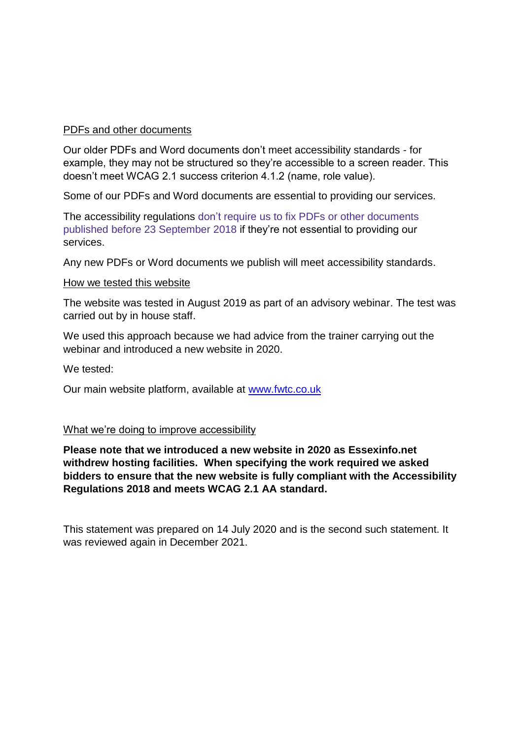## PDFs and other documents

Our older PDFs and Word documents don't meet accessibility standards - for example, they may not be structured so they're accessible to a screen reader. This doesn't meet WCAG 2.1 success criterion 4.1.2 (name, role value).

Some of our PDFs and Word documents are essential to providing our services.

The accessibility regulations don't require us to fix PDFs or other documents published before 23 September 2018 if they're not essential to providing our services.

Any new PDFs or Word documents we publish will meet accessibility standards.

## How we tested this website

The website was tested in August 2019 as part of an advisory webinar. The test was carried out by in house staff.

We used this approach because we had advice from the trainer carrying out the webinar and introduced a new website in 2020.

We tested:

Our main website platform, available at [www.fwtc.co.uk](http://www.fwtc.co.uk)

## What we're doing to improve accessibility

**Please note that we introduced a new website in 2020 as Essexinfo.net withdrew hosting facilities. When specifying the work required we asked bidders to ensure that the new website is fully compliant with the Accessibility Regulations 2018 and meets WCAG 2.1 AA standard.**

This statement was prepared on 14 July 2020 and is the second such statement. It was reviewed again in December 2021.